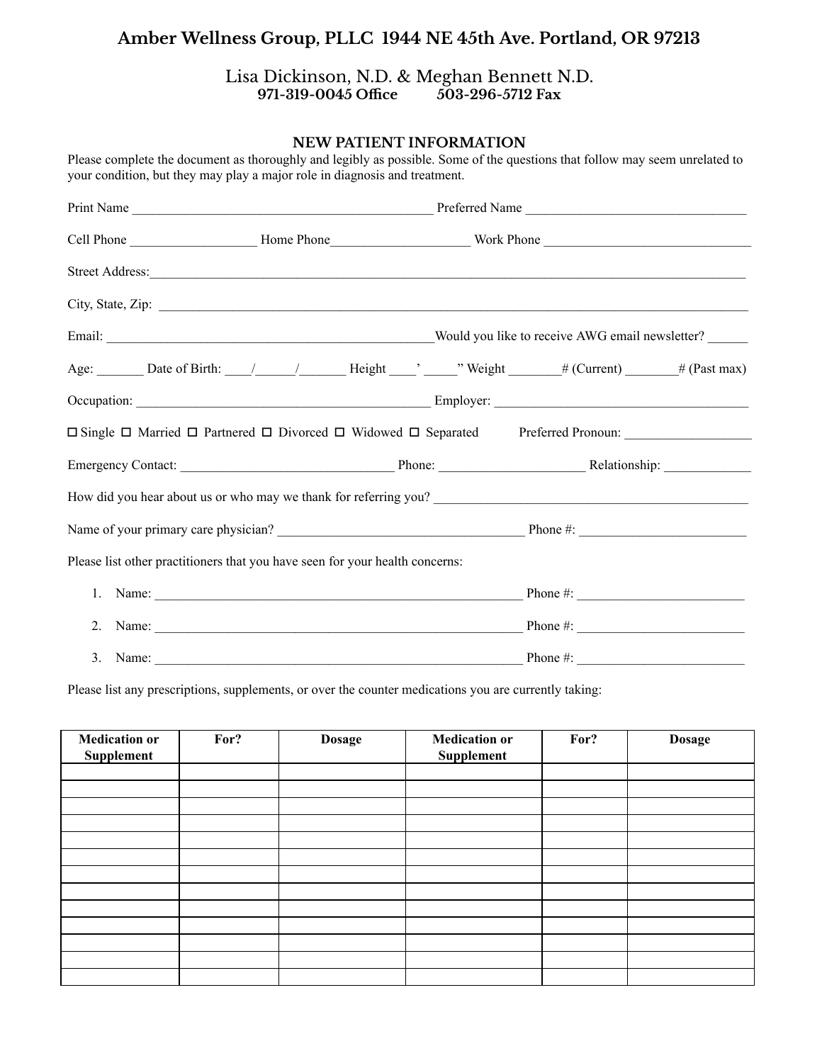**Amber Wellness Group, PLLC 1944 NE 45th Ave. Portland, OR 97213**

Lisa Dickinson, N.D. & Meghan Bennett N.D.
**971-319-0045 Office 503-296-5712 Fax**

## NEW PATIENT INFORMATION

Please complete the document as thoroughly and legibly as possible. Some of the questions that follow may seem unrelated to your condition, but they may play a major role in diagnosis and treatment.

Print Name _____________________________________________ Preferred Name _________________________________

Cell Phone ___________________ Home Phone_____________________ Work Phone _______________________________

Street Address:________________________________________________________________________________________

City, State, Zip: _______________________________________________________________________________________

Email: ___________________________________________________Would you like to receive AWG email newsletter? ______

Age: _______ Date of Birth: ____/______/_______ Height ____' _____" Weight ________# (Current) ________# (Past max)

Occupation: ____________________________________________ Employer: ______________________________________

☐ Single ☐ Married ☐ Partnered ☐ Divorced ☐ Widowed ☐ Separated Preferred Pronoun: ___________________

Emergency Contact: ________________________________ Phone: ______________________ Relationship: _____________

How did you hear about us or who may we thank for referring you? _______________________________________________

Name of your primary care physician? ______________________________________ Phone #: _________________________

Please list other practitioners that you have seen for your health concerns:

1. Name: ______________________________________________________ Phone #: _________________________
2. Name: ______________________________________________________ Phone #: _________________________
3. Name: ______________________________________________________ Phone #: _________________________

Please list any prescriptions, supplements, or over the counter medications you are currently taking:

| Medication or Supplement | For? | Dosage | Medication or Supplement | For? | Dosage |
|---|---|---|---|---|---|
| | | | | | |
| | | | | | |
| | | | | | |
| | | | | | |
| | | | | | |
| | | | | | |
| | | | | | |
| | | | | | |
| | | | | | |
| | | | | | |
| | | | | | |
| | | | | | |
| | | | | | |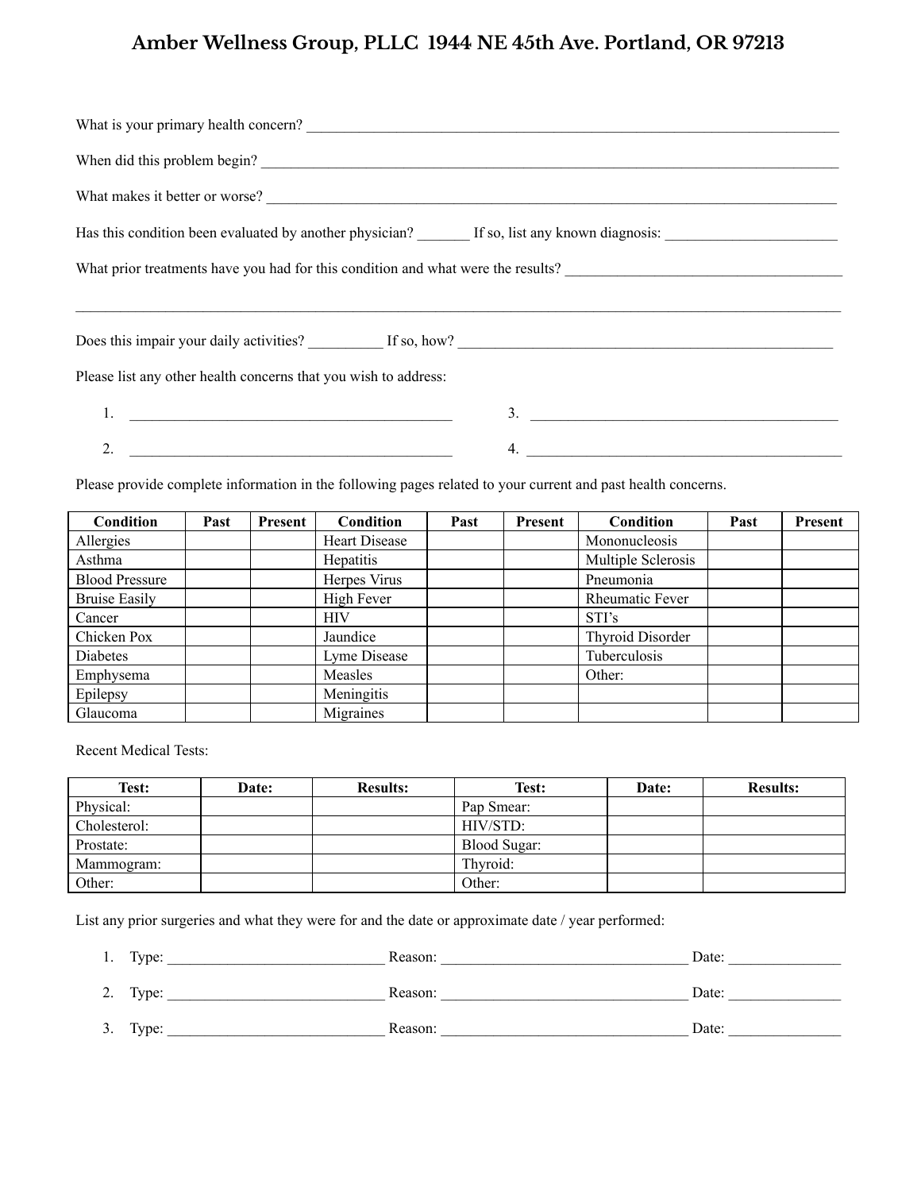# Amber Wellness Group, PLLC 1944 NE 45th Ave. Portland, OR 97213

What is your primary health concern? ___________________________________________________________________________

When did this problem begin? ________________________________________________________________________________

What makes it better or worse? _______________________________________________________________________________

Has this condition been evaluated by another physician? _______ If so, list any known diagnosis: _______________________

What prior treatments have you had for this condition and what were the results? ______________________________________

_________________________________________________________________________________________________________

Does this impair your daily activities? __________ If so, how? ____________________________________________________

Please list any other health concerns that you wish to address:

1. ____________________________________________
2. ____________________________________________
3. ____________________________________________
4. ____________________________________________

Please provide complete information in the following pages related to your current and past health concerns.

| Condition | Past | Present | Condition | Past | Present | Condition | Past | Present |
|---|---|---|---|---|---|---|---|---|
| Allergies | | | Heart Disease | | | Mononucleosis | | |
| Asthma | | | Hepatitis | | | Multiple Sclerosis | | |
| Blood Pressure | | | Herpes Virus | | | Pneumonia | | |
| Bruise Easily | | | High Fever | | | Rheumatic Fever | | |
| Cancer | | | HIV | | | STI's | | |
| Chicken Pox | | | Jaundice | | | Thyroid Disorder | | |
| Diabetes | | | Lyme Disease | | | Tuberculosis | | |
| Emphysema | | | Measles | | | Other: | | |
| Epilepsy | | | Meningitis | | | | | |
| Glaucoma | | | Migraines | | | | | |

Recent Medical Tests:

| Test: | Date: | Results: | Test: | Date: | Results: |
|---|---|---|---|---|---|
| Physical: | | | Pap Smear: | | |
| Cholesterol: | | | HIV/STD: | | |
| Prostate: | | | Blood Sugar: | | |
| Mammogram: | | | Thyroid: | | |
| Other: | | | Other: | | |

List any prior surgeries and what they were for and the date or approximate date / year performed:

1. Type: _____________________________ Reason: _________________________________ Date: _______________
2. Type: _____________________________ Reason: _________________________________ Date: _______________
3. Type: _____________________________ Reason: _________________________________ Date: _______________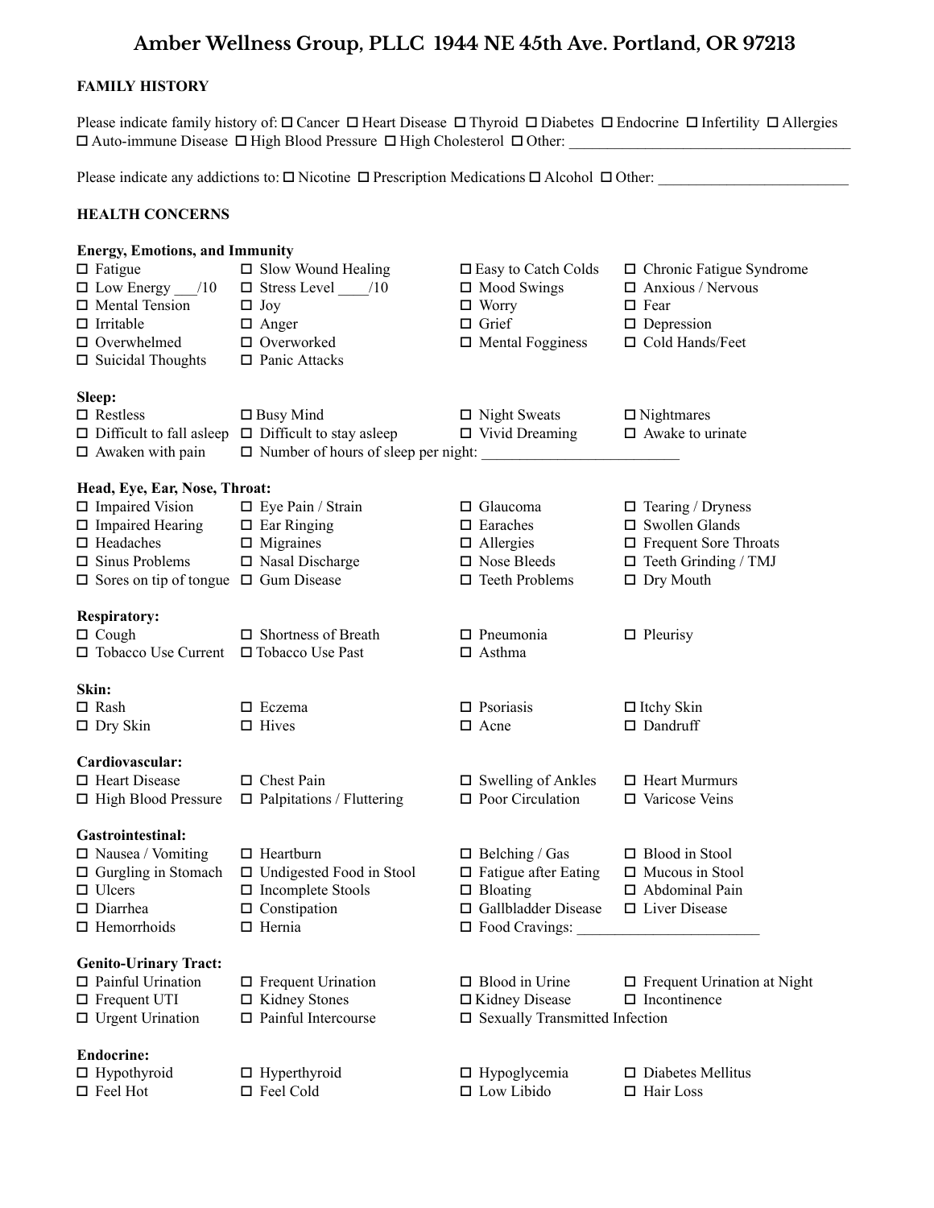# Amber Wellness Group, PLLC 1944 NE 45th Ave. Portland, OR 97213

## FAMILY HISTORY

Please indicate family history of: ☐ Cancer ☐ Heart Disease ☐ Thyroid ☐ Diabetes ☐ Endocrine ☐ Infertility ☐ Allergies ☐ Auto-immune Disease ☐ High Blood Pressure ☐ High Cholesterol ☐ Other: ______________________________________

Please indicate any addictions to: ☐ Nicotine ☐ Prescription Medications ☐ Alcohol ☐ Other: _________________________

## HEALTH CONCERNS

**Energy, Emotions, and Immunity**

| | | | |
|---|---|---|---|
| ☐ Fatigue | ☐ Slow Wound Healing | ☐ Easy to Catch Colds | ☐ Chronic Fatigue Syndrome |
| ☐ Low Energy ___/10 | ☐ Stress Level ____/10 | ☐ Mood Swings | ☐ Anxious / Nervous |
| ☐ Mental Tension | ☐ Joy | ☐ Worry | ☐ Fear |
| ☐ Irritable | ☐ Anger | ☐ Grief | ☐ Depression |
| ☐ Overwhelmed | ☐ Overworked | ☐ Mental Fogginess | ☐ Cold Hands/Feet |
| ☐ Suicidal Thoughts | ☐ Panic Attacks | | |

**Sleep:**

| | | | |
|---|---|---|---|
| ☐ Restless | ☐ Busy Mind | ☐ Night Sweats | ☐ Nightmares |
| ☐ Difficult to fall asleep | ☐ Difficult to stay asleep | ☐ Vivid Dreaming | ☐ Awake to urinate |
| ☐ Awaken with pain | ☐ Number of hours of sleep per night: _________________________ | | |

**Head, Eye, Ear, Nose, Throat:**

| | | | |
|---|---|---|---|
| ☐ Impaired Vision | ☐ Eye Pain / Strain | ☐ Glaucoma | ☐ Tearing / Dryness |
| ☐ Impaired Hearing | ☐ Ear Ringing | ☐ Earaches | ☐ Swollen Glands |
| ☐ Headaches | ☐ Migraines | ☐ Allergies | ☐ Frequent Sore Throats |
| ☐ Sinus Problems | ☐ Nasal Discharge | ☐ Nose Bleeds | ☐ Teeth Grinding / TMJ |
| ☐ Sores on tip of tongue | ☐ Gum Disease | ☐ Teeth Problems | ☐ Dry Mouth |

**Respiratory:**

| | | | |
|---|---|---|---|
| ☐ Cough | ☐ Shortness of Breath | ☐ Pneumonia | ☐ Pleurisy |
| ☐ Tobacco Use Current | ☐ Tobacco Use Past | ☐ Asthma | |

**Skin:**

| | | | |
|---|---|---|---|
| ☐ Rash | ☐ Eczema | ☐ Psoriasis | ☐ Itchy Skin |
| ☐ Dry Skin | ☐ Hives | ☐ Acne | ☐ Dandruff |

**Cardiovascular:**

| | | | |
|---|---|---|---|
| ☐ Heart Disease | ☐ Chest Pain | ☐ Swelling of Ankles | ☐ Heart Murmurs |
| ☐ High Blood Pressure | ☐ Palpitations / Fluttering | ☐ Poor Circulation | ☐ Varicose Veins |

**Gastrointestinal:**

| | | | |
|---|---|---|---|
| ☐ Nausea / Vomiting | ☐ Heartburn | ☐ Belching / Gas | ☐ Blood in Stool |
| ☐ Gurgling in Stomach | ☐ Undigested Food in Stool | ☐ Fatigue after Eating | ☐ Mucous in Stool |
| ☐ Ulcers | ☐ Incomplete Stools | ☐ Bloating | ☐ Abdominal Pain |
| ☐ Diarrhea | ☐ Constipation | ☐ Gallbladder Disease | ☐ Liver Disease |
| ☐ Hemorrhoids | ☐ Hernia | ☐ Food Cravings: ________________________ | |

**Genito-Urinary Tract:**

| | | | |
|---|---|---|---|
| ☐ Painful Urination | ☐ Frequent Urination | ☐ Blood in Urine | ☐ Frequent Urination at Night |
| ☐ Frequent UTI | ☐ Kidney Stones | ☐ Kidney Disease | ☐ Incontinence |
| ☐ Urgent Urination | ☐ Painful Intercourse | ☐ Sexually Transmitted Infection | |

**Endocrine:**

| | | | |
|---|---|---|---|
| ☐ Hypothyroid | ☐ Hyperthyroid | ☐ Hypoglycemia | ☐ Diabetes Mellitus |
| ☐ Feel Hot | ☐ Feel Cold | ☐ Low Libido | ☐ Hair Loss |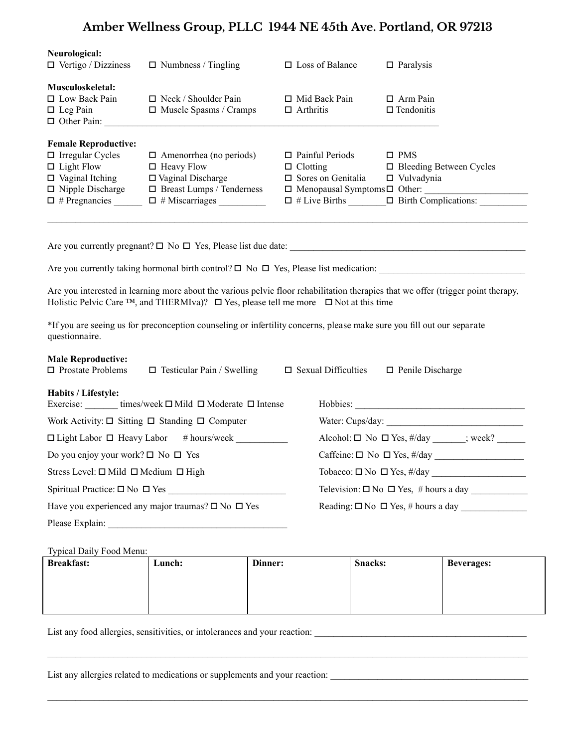# Amber Wellness Group, PLLC 1944 NE 45th Ave. Portland, OR 97213

**Neurological:**
☐ Vertigo / Dizziness ☐ Numbness / Tingling ☐ Loss of Balance ☐ Paralysis

**Musculoskeletal:**
☐ Low Back Pain ☐ Neck / Shoulder Pain ☐ Mid Back Pain ☐ Arm Pain
☐ Leg Pain ☐ Muscle Spasms / Cramps ☐ Arthritis ☐ Tendonitis
☐ Other Pain: ________________________________________________

**Female Reproductive:**
☐ Irregular Cycles ☐ Amenorrhea (no periods) ☐ Painful Periods ☐ PMS
☐ Light Flow ☐ Heavy Flow ☐ Clotting ☐ Bleeding Between Cycles
☐ Vaginal Itching ☐ Vaginal Discharge ☐ Sores on Genitalia ☐ Vulvadynia
☐ Nipple Discharge ☐ Breast Lumps / Tenderness ☐ Menopausal Symptoms ☐ Other: ____________
☐ # Pregnancies ______ ☐ # Miscarriages __________ ☐ # Live Births ________ ☐ Birth Complications: __________

________________________________________________________________________________

Are you currently pregnant? ☐ No ☐ Yes, Please list due date: ________________________________

Are you currently taking hormonal birth control? ☐ No ☐ Yes, Please list medication: ____________________

Are you interested in learning more about the various pelvic floor rehabilitation therapies that we offer (trigger point therapy, Holistic Pelvic Care ™, and THERMIva)? ☐ Yes, please tell me more ☐ Not at this time

*If you are seeing us for preconception counseling or infertility concerns, please make sure you fill out our separate questionnaire.

**Male Reproductive:**
☐ Prostate Problems ☐ Testicular Pain / Swelling ☐ Sexual Difficulties ☐ Penile Discharge

**Habits / Lifestyle:**

Exercise: _______ times/week ☐ Mild ☐ Moderate ☐ Intense

Work Activity: ☐ Sitting ☐ Standing ☐ Computer

☐ Light Labor ☐ Heavy Labor # hours/week ___________

Do you enjoy your work? ☐ No ☐ Yes

Stress Level: ☐ Mild ☐ Medium ☐ High

Spiritual Practice: ☐ No ☐ Yes _________________________

Have you experienced any major traumas? ☐ No ☐ Yes

Please Explain: ______________________________________

Hobbies: ____________________________________

Water: Cups/day: ______________________________

Alcohol: ☐ No ☐ Yes, #/day _______; week? ______

Caffeine: ☐ No ☐ Yes, #/day ___________________

Tobacco: ☐ No ☐ Yes, #/day ____________________

Television: ☐ No ☐ Yes, # hours a day ____________

Reading: ☐ No ☐ Yes, # hours a day ______________

Typical Daily Food Menu:

| **Breakfast:** | **Lunch:** | **Dinner:** | **Snacks:** | **Beverages:** |
|---|---|---|---|---|
| | | | | |

List any food allergies, sensitivities, or intolerances and your reaction: ______________________________

________________________________________________________________________________

List any allergies related to medications or supplements and your reaction: ____________________________

________________________________________________________________________________